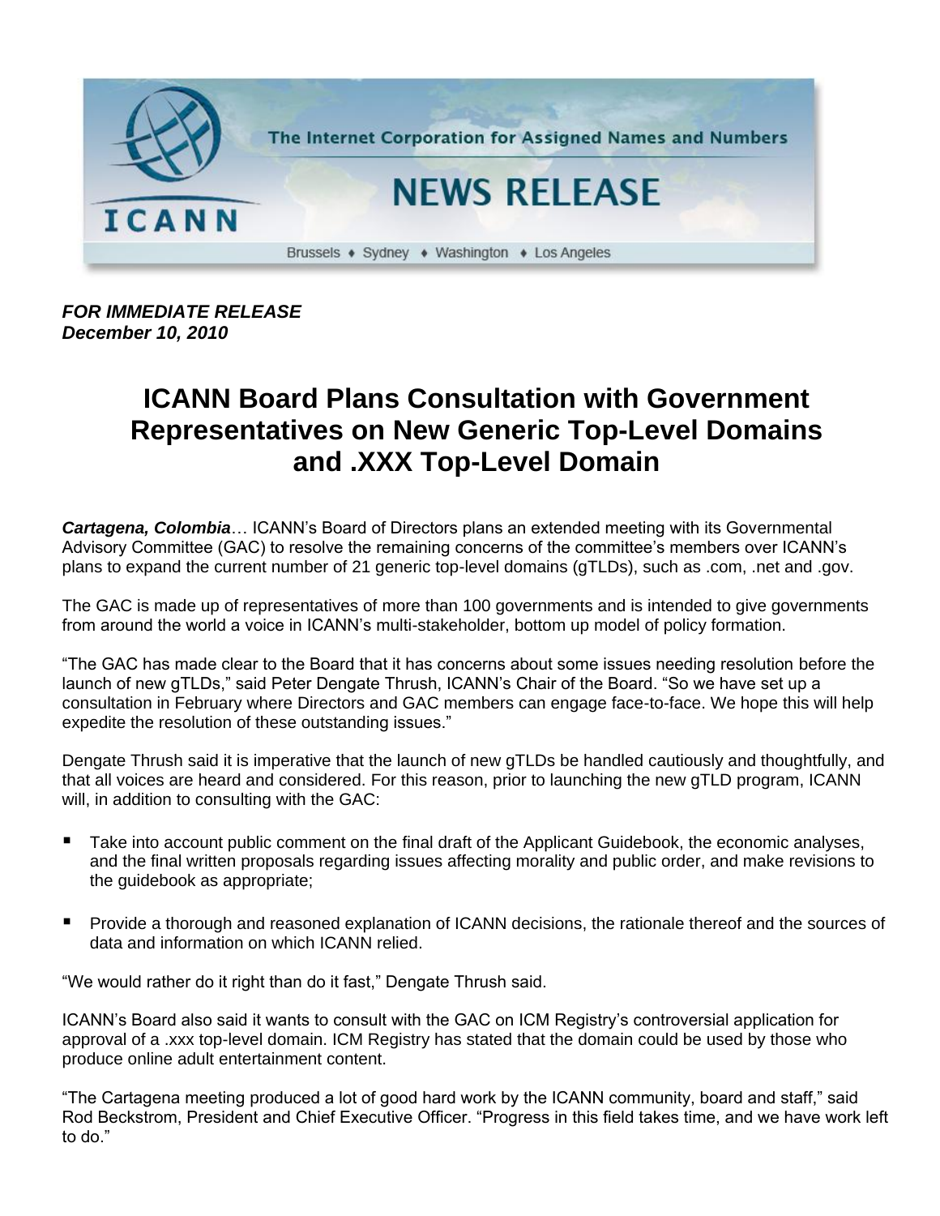The Internet Corporation for Assigned Names and Numbers

NEWS RELEASE

Brussels ♦ Sydney ♦ Washington ♦ Los Angeles

***FOR IMMEDIATE RELEASE***
***December 10, 2010***

# ICANN Board Plans Consultation with Government Representatives on New Generic Top-Level Domains and .XXX Top-Level Domain

***Cartagena, Colombia***… ICANN's Board of Directors plans an extended meeting with its Governmental Advisory Committee (GAC) to resolve the remaining concerns of the committee's members over ICANN's plans to expand the current number of 21 generic top-level domains (gTLDs), such as .com, .net and .gov.

The GAC is made up of representatives of more than 100 governments and is intended to give governments from around the world a voice in ICANN's multi-stakeholder, bottom up model of policy formation.

"The GAC has made clear to the Board that it has concerns about some issues needing resolution before the launch of new gTLDs," said Peter Dengate Thrush, ICANN's Chair of the Board. "So we have set up a consultation in February where Directors and GAC members can engage face-to-face. We hope this will help expedite the resolution of these outstanding issues."

Dengate Thrush said it is imperative that the launch of new gTLDs be handled cautiously and thoughtfully, and that all voices are heard and considered. For this reason, prior to launching the new gTLD program, ICANN will, in addition to consulting with the GAC:

- Take into account public comment on the final draft of the Applicant Guidebook, the economic analyses, and the final written proposals regarding issues affecting morality and public order, and make revisions to the guidebook as appropriate;
- Provide a thorough and reasoned explanation of ICANN decisions, the rationale thereof and the sources of data and information on which ICANN relied.

"We would rather do it right than do it fast," Dengate Thrush said.

ICANN's Board also said it wants to consult with the GAC on ICM Registry's controversial application for approval of a .xxx top-level domain. ICM Registry has stated that the domain could be used by those who produce online adult entertainment content.

"The Cartagena meeting produced a lot of good hard work by the ICANN community, board and staff," said Rod Beckstrom, President and Chief Executive Officer. "Progress in this field takes time, and we have work left to do."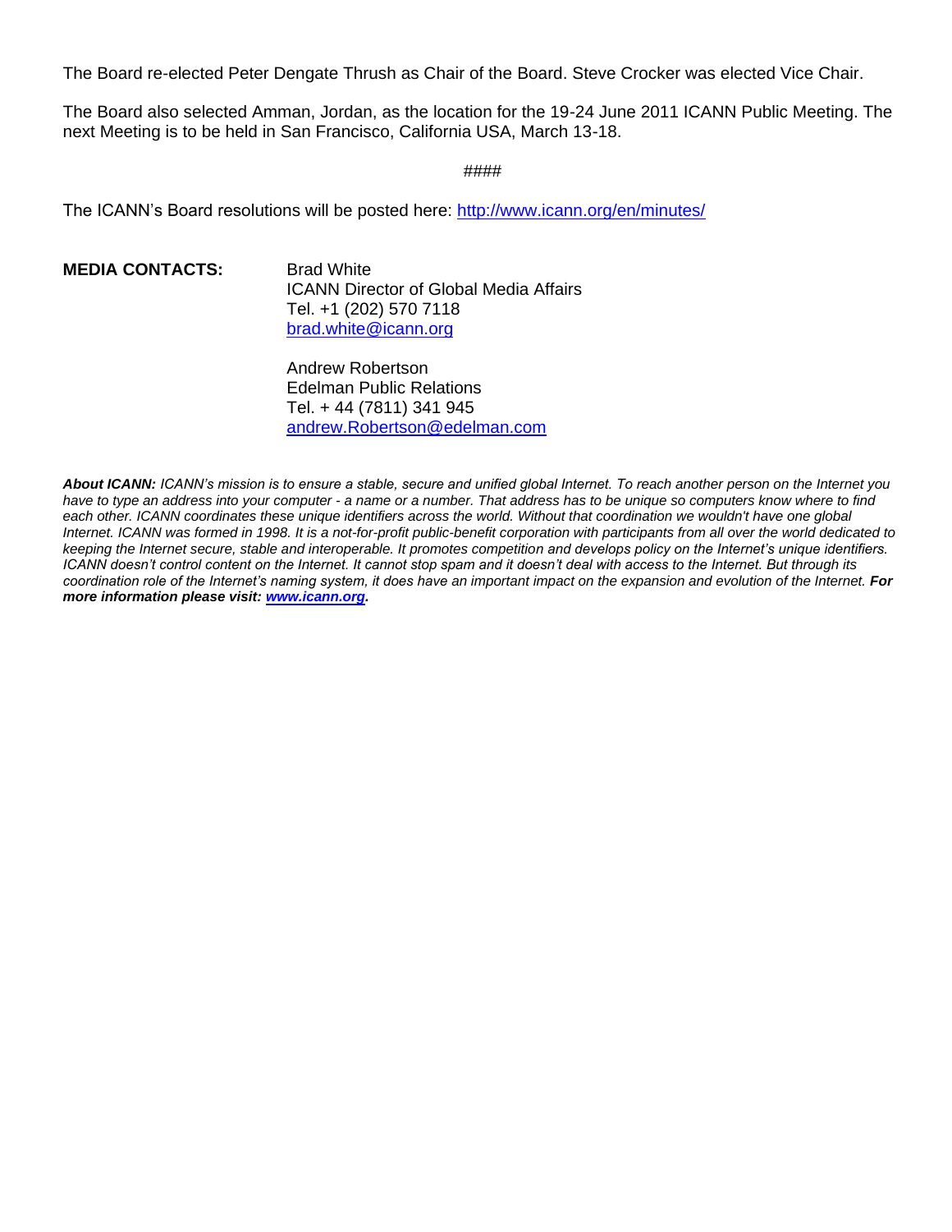The Board re-elected Peter Dengate Thrush as Chair of the Board. Steve Crocker was elected Vice Chair.

The Board also selected Amman, Jordan, as the location for the 19-24 June 2011 ICANN Public Meeting. The next Meeting is to be held in San Francisco, California USA, March 13-18.

####

The ICANN's Board resolutions will be posted here: http://www.icann.org/en/minutes/

**MEDIA CONTACTS:**

Brad White
ICANN Director of Global Media Affairs
Tel. +1 (202) 570 7118
brad.white@icann.org

Andrew Robertson
Edelman Public Relations
Tel. + 44 (7811) 341 945
andrew.Robertson@edelman.com

***About ICANN:*** *ICANN's mission is to ensure a stable, secure and unified global Internet. To reach another person on the Internet you have to type an address into your computer - a name or a number. That address has to be unique so computers know where to find each other. ICANN coordinates these unique identifiers across the world. Without that coordination we wouldn't have one global Internet. ICANN was formed in 1998. It is a not-for-profit public-benefit corporation with participants from all over the world dedicated to keeping the Internet secure, stable and interoperable. It promotes competition and develops policy on the Internet's unique identifiers. ICANN doesn't control content on the Internet. It cannot stop spam and it doesn't deal with access to the Internet. But through its coordination role of the Internet's naming system, it does have an important impact on the expansion and evolution of the Internet.* ***For more information please visit: www.icann.org.***